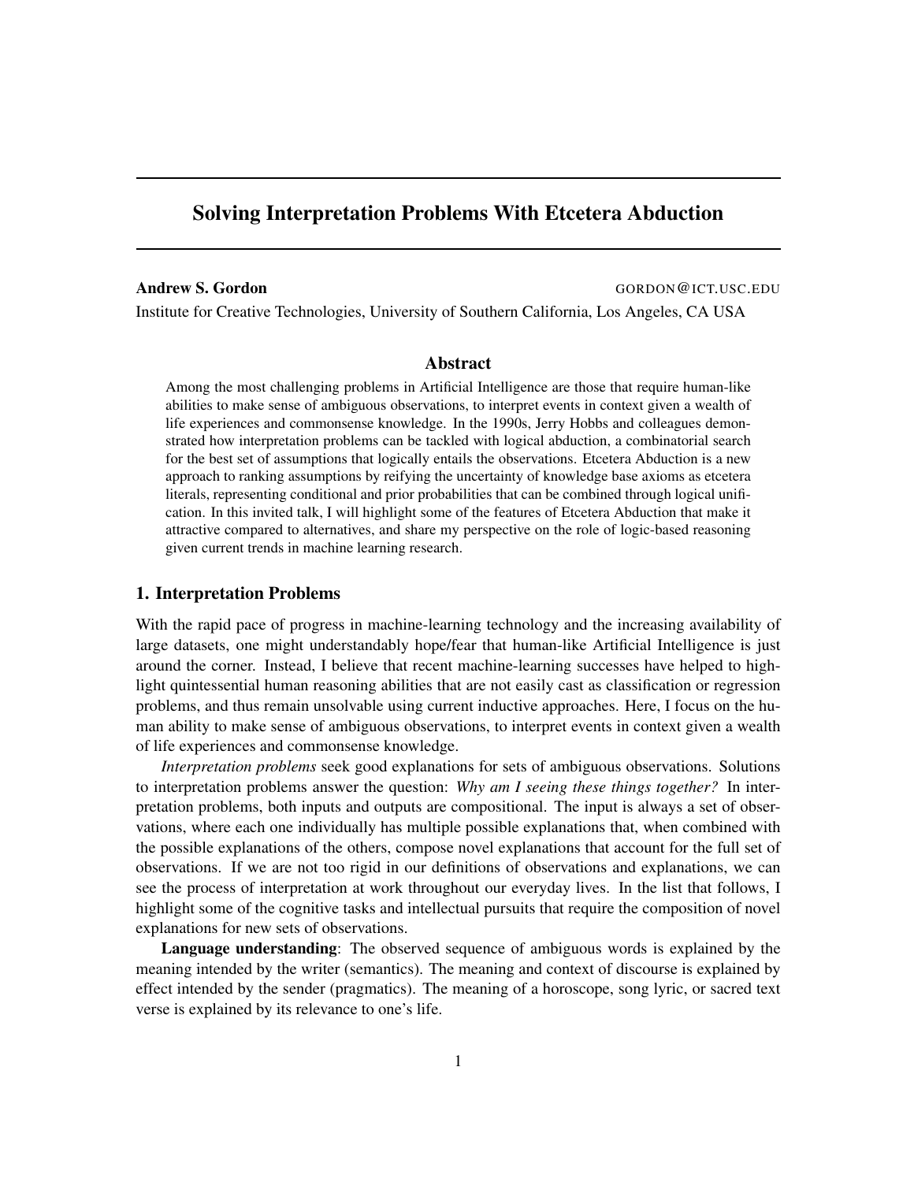# Solving Interpretation Problems With Etcetera Abduction

**Andrew S. Gordon** GORDON@ICT.USC.EDU

Institute for Creative Technologies, University of Southern California, Los Angeles, CA USA

## Abstract

Among the most challenging problems in Artificial Intelligence are those that require human-like abilities to make sense of ambiguous observations, to interpret events in context given a wealth of life experiences and commonsense knowledge. In the 1990s, Jerry Hobbs and colleagues demonstrated how interpretation problems can be tackled with logical abduction, a combinatorial search for the best set of assumptions that logically entails the observations. Etcetera Abduction is a new approach to ranking assumptions by reifying the uncertainty of knowledge base axioms as etcetera literals, representing conditional and prior probabilities that can be combined through logical unification. In this invited talk, I will highlight some of the features of Etcetera Abduction that make it attractive compared to alternatives, and share my perspective on the role of logic-based reasoning given current trends in machine learning research.

## 1. Interpretation Problems

With the rapid pace of progress in machine-learning technology and the increasing availability of large datasets, one might understandably hope/fear that human-like Artificial Intelligence is just around the corner. Instead, I believe that recent machine-learning successes have helped to highlight quintessential human reasoning abilities that are not easily cast as classification or regression problems, and thus remain unsolvable using current inductive approaches. Here, I focus on the human ability to make sense of ambiguous observations, to interpret events in context given a wealth of life experiences and commonsense knowledge.

*Interpretation problems* seek good explanations for sets of ambiguous observations. Solutions to interpretation problems answer the question: *Why am I seeing these things together?* In interpretation problems, both inputs and outputs are compositional. The input is always a set of observations, where each one individually has multiple possible explanations that, when combined with the possible explanations of the others, compose novel explanations that account for the full set of observations. If we are not too rigid in our definitions of observations and explanations, we can see the process of interpretation at work throughout our everyday lives. In the list that follows, I highlight some of the cognitive tasks and intellectual pursuits that require the composition of novel explanations for new sets of observations.

**Language understanding**: The observed sequence of ambiguous words is explained by the meaning intended by the writer (semantics). The meaning and context of discourse is explained by effect intended by the sender (pragmatics). The meaning of a horoscope, song lyric, or sacred text verse is explained by its relevance to one's life.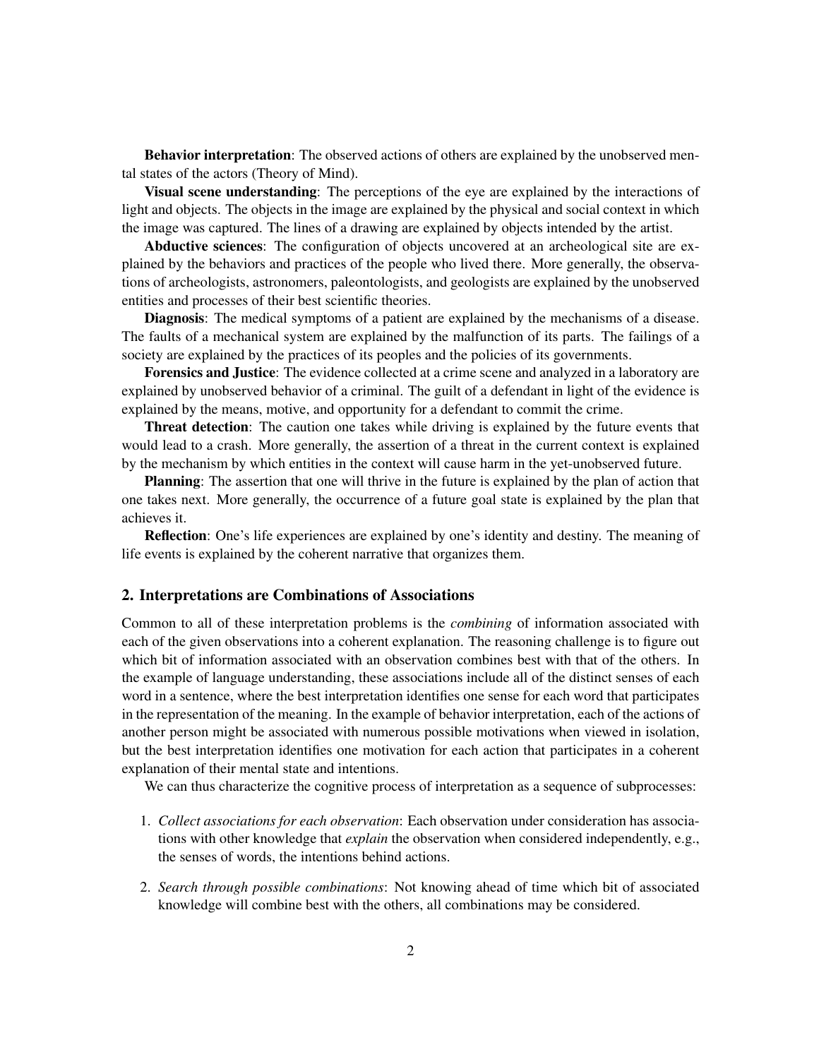**Behavior interpretation**: The observed actions of others are explained by the unobserved mental states of the actors (Theory of Mind).

**Visual scene understanding**: The perceptions of the eye are explained by the interactions of light and objects. The objects in the image are explained by the physical and social context in which the image was captured. The lines of a drawing are explained by objects intended by the artist.

**Abductive sciences**: The configuration of objects uncovered at an archeological site are explained by the behaviors and practices of the people who lived there. More generally, the observations of archeologists, astronomers, paleontologists, and geologists are explained by the unobserved entities and processes of their best scientific theories.

**Diagnosis**: The medical symptoms of a patient are explained by the mechanisms of a disease. The faults of a mechanical system are explained by the malfunction of its parts. The failings of a society are explained by the practices of its peoples and the policies of its governments.

**Forensics and Justice**: The evidence collected at a crime scene and analyzed in a laboratory are explained by unobserved behavior of a criminal. The guilt of a defendant in light of the evidence is explained by the means, motive, and opportunity for a defendant to commit the crime.

**Threat detection**: The caution one takes while driving is explained by the future events that would lead to a crash. More generally, the assertion of a threat in the current context is explained by the mechanism by which entities in the context will cause harm in the yet-unobserved future.

**Planning**: The assertion that one will thrive in the future is explained by the plan of action that one takes next. More generally, the occurrence of a future goal state is explained by the plan that achieves it.

**Reflection**: One's life experiences are explained by one's identity and destiny. The meaning of life events is explained by the coherent narrative that organizes them.

## 2. Interpretations are Combinations of Associations

Common to all of these interpretation problems is the *combining* of information associated with each of the given observations into a coherent explanation. The reasoning challenge is to figure out which bit of information associated with an observation combines best with that of the others. In the example of language understanding, these associations include all of the distinct senses of each word in a sentence, where the best interpretation identifies one sense for each word that participates in the representation of the meaning. In the example of behavior interpretation, each of the actions of another person might be associated with numerous possible motivations when viewed in isolation, but the best interpretation identifies one motivation for each action that participates in a coherent explanation of their mental state and intentions.

We can thus characterize the cognitive process of interpretation as a sequence of subprocesses:

1. *Collect associations for each observation*: Each observation under consideration has associations with other knowledge that *explain* the observation when considered independently, e.g., the senses of words, the intentions behind actions.
2. *Search through possible combinations*: Not knowing ahead of time which bit of associated knowledge will combine best with the others, all combinations may be considered.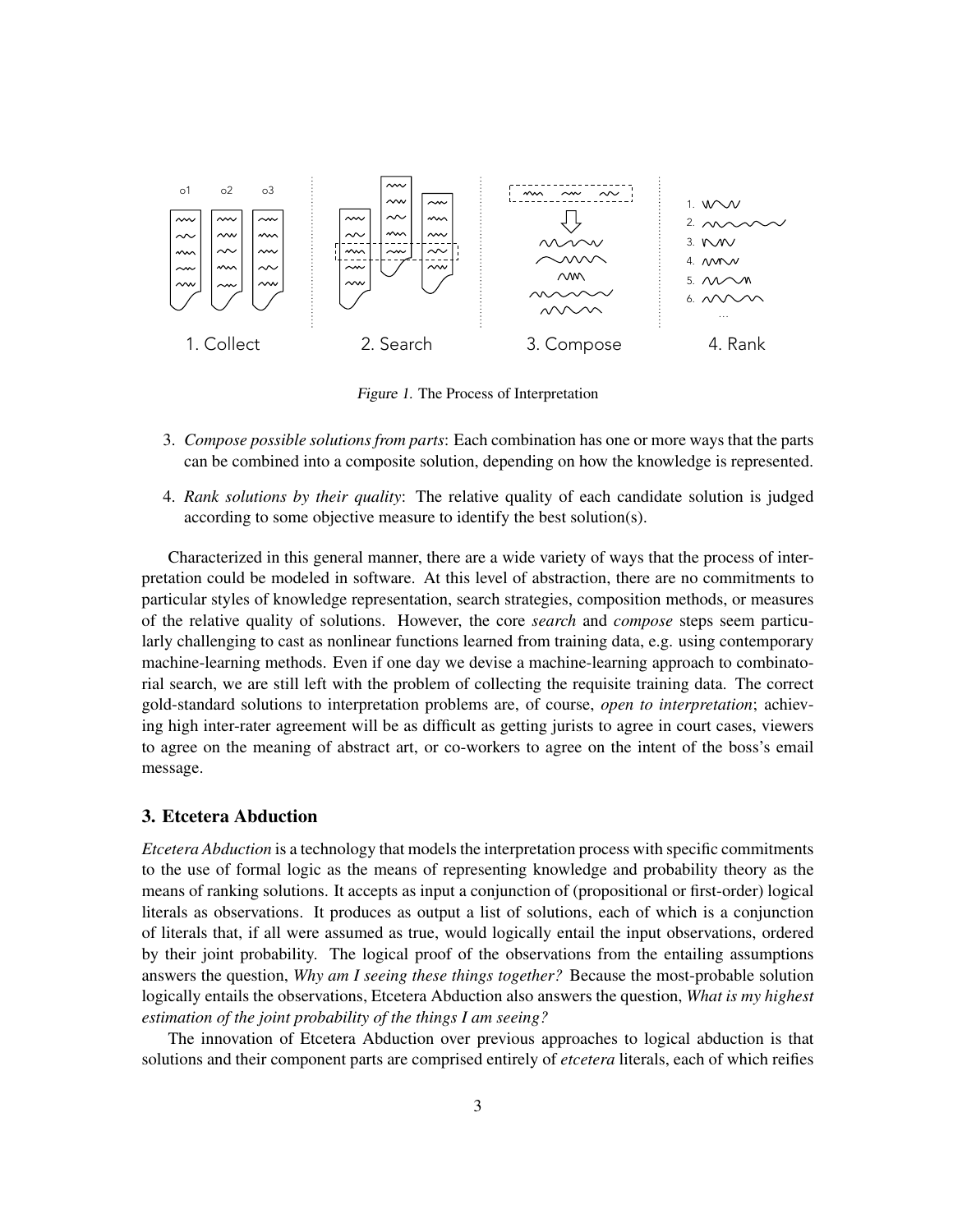*Figure 1.* The Process of Interpretation

3. *Compose possible solutions from parts*: Each combination has one or more ways that the parts can be combined into a composite solution, depending on how the knowledge is represented.

4. *Rank solutions by their quality*: The relative quality of each candidate solution is judged according to some objective measure to identify the best solution(s).

Characterized in this general manner, there are a wide variety of ways that the process of interpretation could be modeled in software. At this level of abstraction, there are no commitments to particular styles of knowledge representation, search strategies, composition methods, or measures of the relative quality of solutions. However, the core *search* and *compose* steps seem particularly challenging to cast as nonlinear functions learned from training data, e.g. using contemporary machine-learning methods. Even if one day we devise a machine-learning approach to combinatorial search, we are still left with the problem of collecting the requisite training data. The correct gold-standard solutions to interpretation problems are, of course, *open to interpretation*; achieving high inter-rater agreement will be as difficult as getting jurists to agree in court cases, viewers to agree on the meaning of abstract art, or co-workers to agree on the intent of the boss's email message.

## 3. Etcetera Abduction

*Etcetera Abduction* is a technology that models the interpretation process with specific commitments to the use of formal logic as the means of representing knowledge and probability theory as the means of ranking solutions. It accepts as input a conjunction of (propositional or first-order) logical literals as observations. It produces as output a list of solutions, each of which is a conjunction of literals that, if all were assumed as true, would logically entail the input observations, ordered by their joint probability. The logical proof of the observations from the entailing assumptions answers the question, *Why am I seeing these things together?* Because the most-probable solution logically entails the observations, Etcetera Abduction also answers the question, *What is my highest estimation of the joint probability of the things I am seeing?*

The innovation of Etcetera Abduction over previous approaches to logical abduction is that solutions and their component parts are comprised entirely of *etcetera* literals, each of which reifies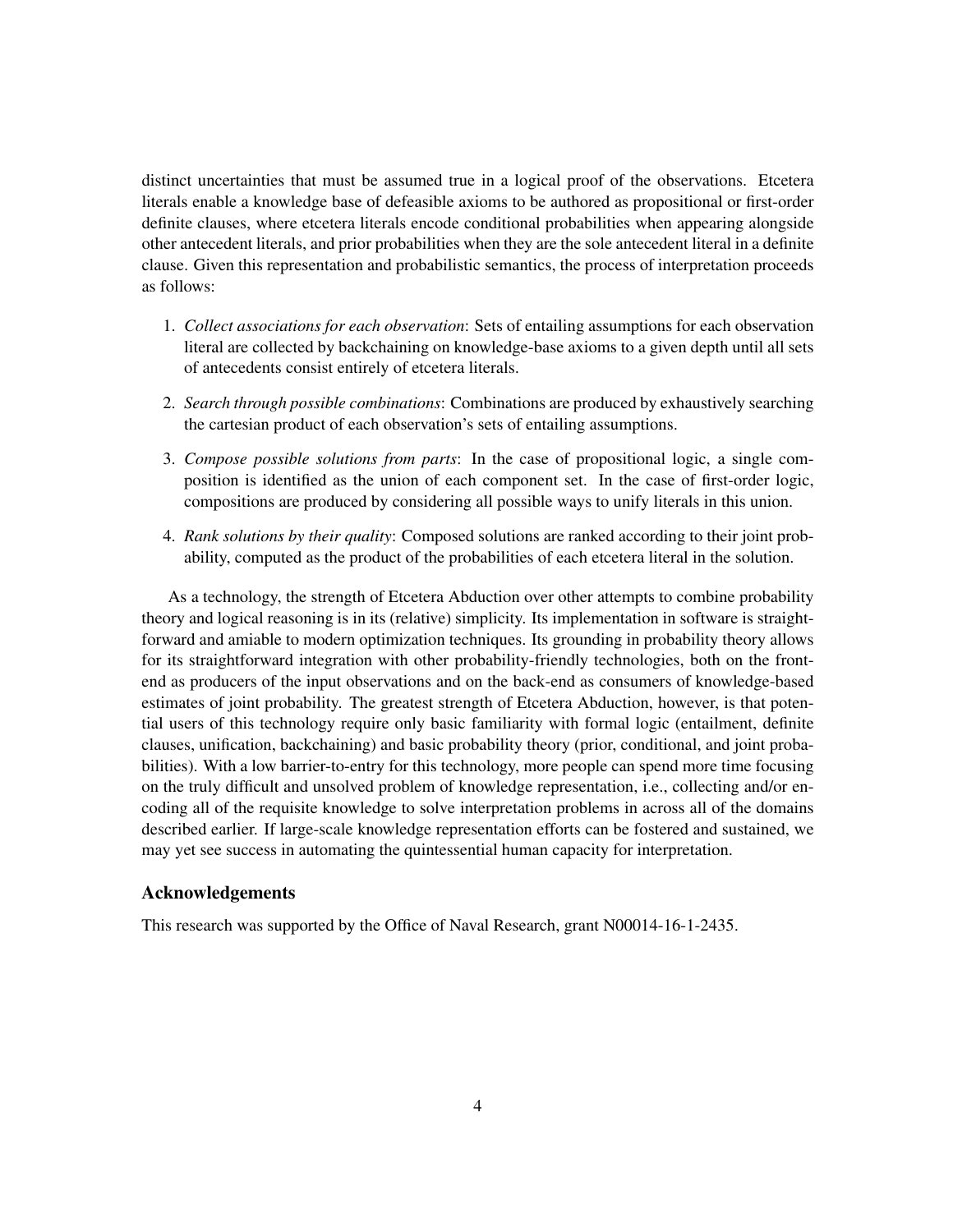distinct uncertainties that must be assumed true in a logical proof of the observations. Etcetera literals enable a knowledge base of defeasible axioms to be authored as propositional or first-order definite clauses, where etcetera literals encode conditional probabilities when appearing alongside other antecedent literals, and prior probabilities when they are the sole antecedent literal in a definite clause. Given this representation and probabilistic semantics, the process of interpretation proceeds as follows:

1. *Collect associations for each observation*: Sets of entailing assumptions for each observation literal are collected by backchaining on knowledge-base axioms to a given depth until all sets of antecedents consist entirely of etcetera literals.
2. *Search through possible combinations*: Combinations are produced by exhaustively searching the cartesian product of each observation's sets of entailing assumptions.
3. *Compose possible solutions from parts*: In the case of propositional logic, a single composition is identified as the union of each component set. In the case of first-order logic, compositions are produced by considering all possible ways to unify literals in this union.
4. *Rank solutions by their quality*: Composed solutions are ranked according to their joint probability, computed as the product of the probabilities of each etcetera literal in the solution.

As a technology, the strength of Etcetera Abduction over other attempts to combine probability theory and logical reasoning is in its (relative) simplicity. Its implementation in software is straightforward and amiable to modern optimization techniques. Its grounding in probability theory allows for its straightforward integration with other probability-friendly technologies, both on the front-end as producers of the input observations and on the back-end as consumers of knowledge-based estimates of joint probability. The greatest strength of Etcetera Abduction, however, is that potential users of this technology require only basic familiarity with formal logic (entailment, definite clauses, unification, backchaining) and basic probability theory (prior, conditional, and joint probabilities). With a low barrier-to-entry for this technology, more people can spend more time focusing on the truly difficult and unsolved problem of knowledge representation, i.e., collecting and/or encoding all of the requisite knowledge to solve interpretation problems in across all of the domains described earlier. If large-scale knowledge representation efforts can be fostered and sustained, we may yet see success in automating the quintessential human capacity for interpretation.

## Acknowledgements

This research was supported by the Office of Naval Research, grant N00014-16-1-2435.